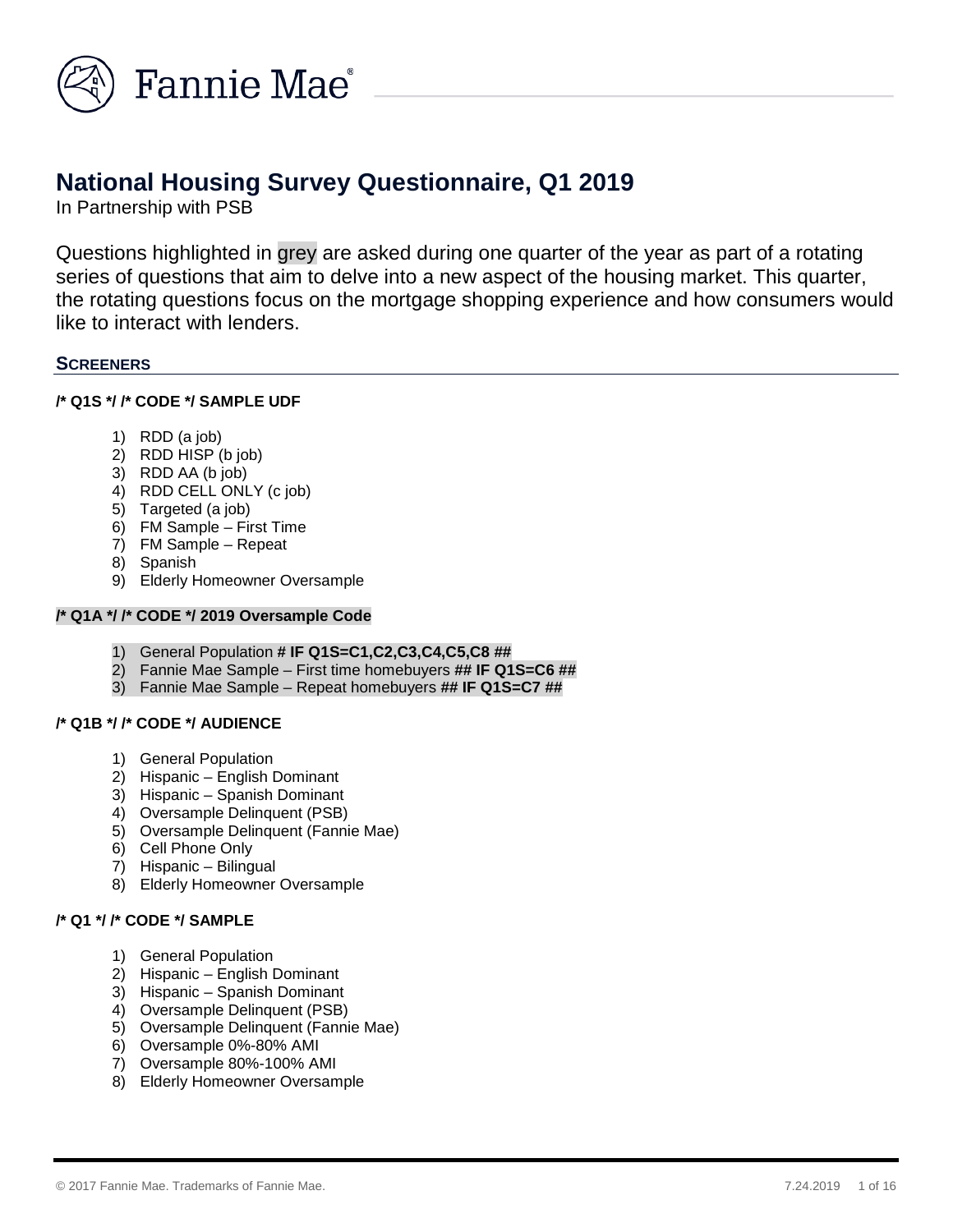# National Housing Survey Questionnaire, Q1 2019

In Partnership with PSB

Questions highlighted in grey are asked during one quarter of the year as part of a rotating series of questions that aim to delve into a new aspect of the housing market. This quarter, the rotating questions focus on the mortgage shopping experience and how consumers would like to interact with lenders.

## SCREENERS

**/* Q1S */ /* CODE */ SAMPLE UDF**

1) RDD (a job)
2) RDD HISP (b job)
3) RDD AA (b job)
4) RDD CELL ONLY (c job)
5) Targeted (a job)
6) FM Sample – First Time
7) FM Sample – Repeat
8) Spanish
9) Elderly Homeowner Oversample

**/* Q1A */ /* CODE */ 2019 Oversample Code**

1) General Population **# IF Q1S=C1,C2,C3,C4,C5,C8 ##**
2) Fannie Mae Sample – First time homebuyers **## IF Q1S=C6 ##**
3) Fannie Mae Sample – Repeat homebuyers **## IF Q1S=C7 ##**

**/* Q1B */ /* CODE */ AUDIENCE**

1) General Population
2) Hispanic – English Dominant
3) Hispanic – Spanish Dominant
4) Oversample Delinquent (PSB)
5) Oversample Delinquent (Fannie Mae)
6) Cell Phone Only
7) Hispanic – Bilingual
8) Elderly Homeowner Oversample

**/* Q1 */ /* CODE */ SAMPLE**

1) General Population
2) Hispanic – English Dominant
3) Hispanic – Spanish Dominant
4) Oversample Delinquent (PSB)
5) Oversample Delinquent (Fannie Mae)
6) Oversample 0%-80% AMI
7) Oversample 80%-100% AMI
8) Elderly Homeowner Oversample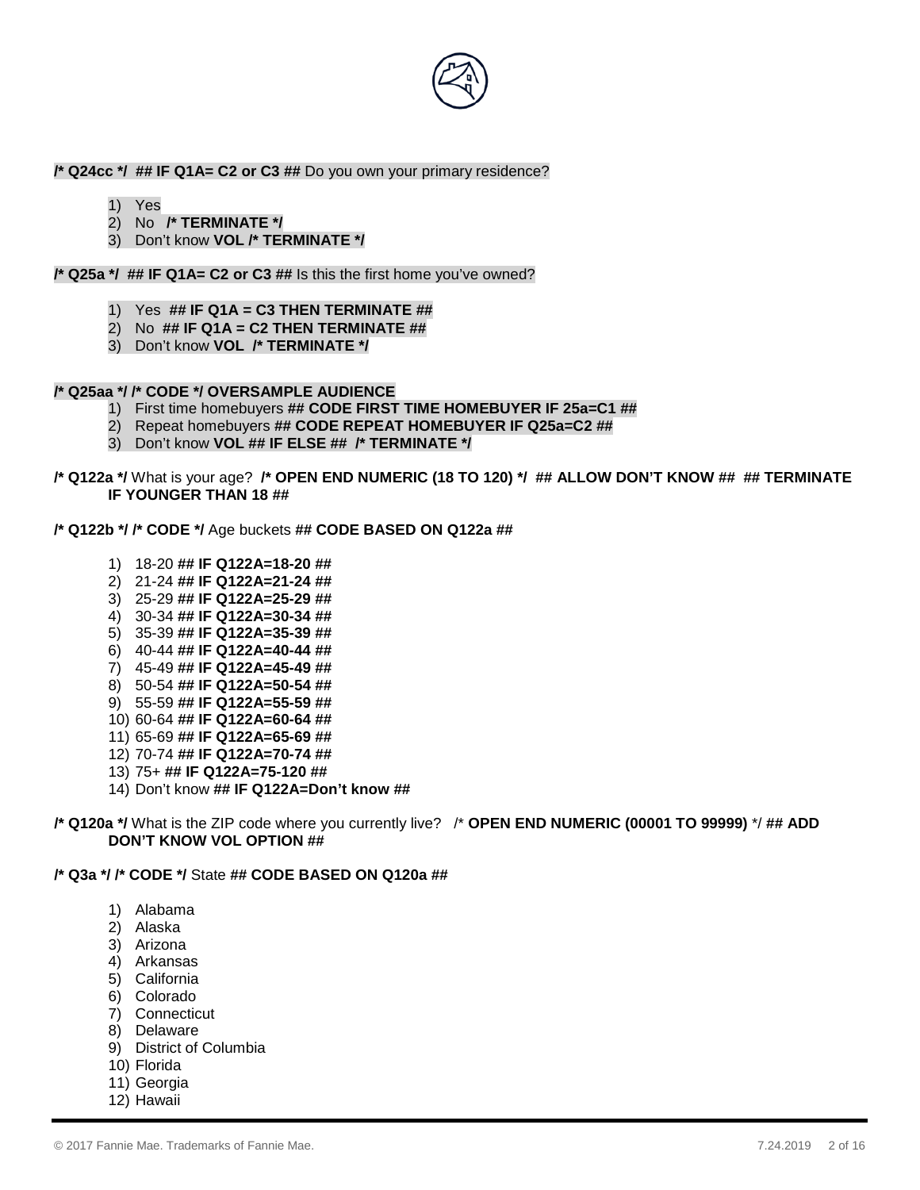**/\* Q24cc \*/ ## IF Q1A= C2 or C3 ##** Do you own your primary residence?

1) Yes
2) No **/\* TERMINATE \*/**
3) Don't know **VOL /\* TERMINATE \*/**

**/\* Q25a \*/ ## IF Q1A= C2 or C3 ##** Is this the first home you've owned?

1) Yes **## IF Q1A = C3 THEN TERMINATE ##**
2) No **## IF Q1A = C2 THEN TERMINATE ##**
3) Don't know **VOL /\* TERMINATE \*/**

**/\* Q25aa \*/ /\* CODE \*/ OVERSAMPLE AUDIENCE**

1) First time homebuyers **## CODE FIRST TIME HOMEBUYER IF 25a=C1 ##**
2) Repeat homebuyers **## CODE REPEAT HOMEBUYER IF Q25a=C2 ##**
3) Don't know **VOL ## IF ELSE ## /\* TERMINATE \*/**

**/\* Q122a \*/** What is your age? **/\* OPEN END NUMERIC (18 TO 120) \*/ ## ALLOW DON'T KNOW ## ## TERMINATE IF YOUNGER THAN 18 ##**

**/\* Q122b \*/ /\* CODE \*/** Age buckets **## CODE BASED ON Q122a ##**

1) 18-20 **## IF Q122A=18-20 ##**
2) 21-24 **## IF Q122A=21-24 ##**
3) 25-29 **## IF Q122A=25-29 ##**
4) 30-34 **## IF Q122A=30-34 ##**
5) 35-39 **## IF Q122A=35-39 ##**
6) 40-44 **## IF Q122A=40-44 ##**
7) 45-49 **## IF Q122A=45-49 ##**
8) 50-54 **## IF Q122A=50-54 ##**
9) 55-59 **## IF Q122A=55-59 ##**
10) 60-64 **## IF Q122A=60-64 ##**
11) 65-69 **## IF Q122A=65-69 ##**
12) 70-74 **## IF Q122A=70-74 ##**
13) 75+ **## IF Q122A=75-120 ##**
14) Don't know **## IF Q122A=Don't know ##**

**/\* Q120a \*/** What is the ZIP code where you currently live? /\* **OPEN END NUMERIC (00001 TO 99999)** \*/ **## ADD DON'T KNOW VOL OPTION ##**

**/\* Q3a \*/ /\* CODE \*/** State **## CODE BASED ON Q120a ##**

1) Alabama
2) Alaska
3) Arizona
4) Arkansas
5) California
6) Colorado
7) Connecticut
8) Delaware
9) District of Columbia
10) Florida
11) Georgia
12) Hawaii

© 2017 Fannie Mae. Trademarks of Fannie Mae. 7.24.2019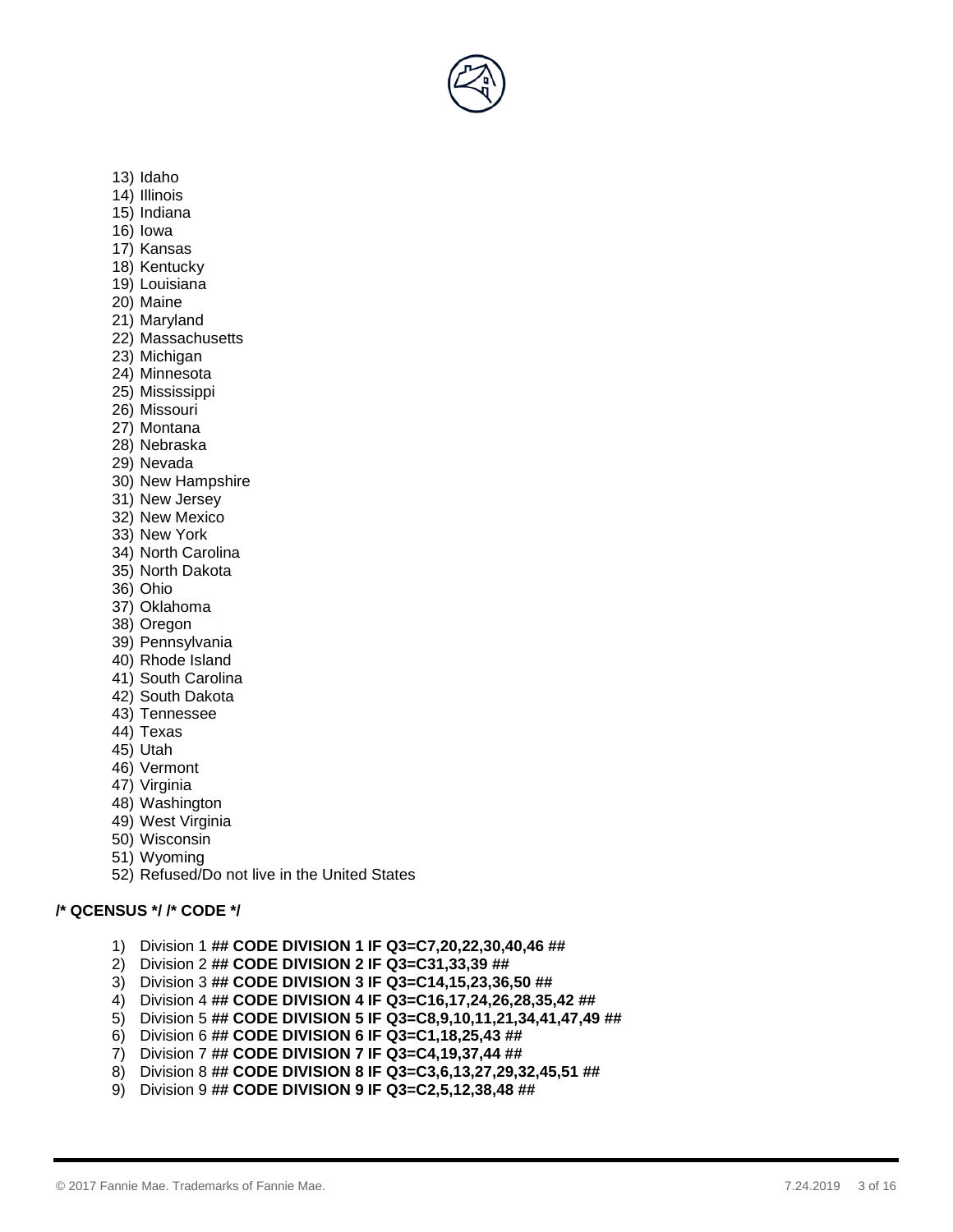13) Idaho
14) Illinois
15) Indiana
16) Iowa
17) Kansas
18) Kentucky
19) Louisiana
20) Maine
21) Maryland
22) Massachusetts
23) Michigan
24) Minnesota
25) Mississippi
26) Missouri
27) Montana
28) Nebraska
29) Nevada
30) New Hampshire
31) New Jersey
32) New Mexico
33) New York
34) North Carolina
35) North Dakota
36) Ohio
37) Oklahoma
38) Oregon
39) Pennsylvania
40) Rhode Island
41) South Carolina
42) South Dakota
43) Tennessee
44) Texas
45) Utah
46) Vermont
47) Virginia
48) Washington
49) West Virginia
50) Wisconsin
51) Wyoming
52) Refused/Do not live in the United States

**/* QCENSUS */ /* CODE */**

1) Division 1 **## CODE DIVISION 1 IF Q3=C7,20,22,30,40,46 ##**
2) Division 2 **## CODE DIVISION 2 IF Q3=C31,33,39 ##**
3) Division 3 **## CODE DIVISION 3 IF Q3=C14,15,23,36,50 ##**
4) Division 4 **## CODE DIVISION 4 IF Q3=C16,17,24,26,28,35,42 ##**
5) Division 5 **## CODE DIVISION 5 IF Q3=C8,9,10,11,21,34,41,47,49 ##**
6) Division 6 **## CODE DIVISION 6 IF Q3=C1,18,25,43 ##**
7) Division 7 **## CODE DIVISION 7 IF Q3=C4,19,37,44 ##**
8) Division 8 **## CODE DIVISION 8 IF Q3=C3,6,13,27,29,32,45,51 ##**
9) Division 9 **## CODE DIVISION 9 IF Q3=C2,5,12,38,48 ##**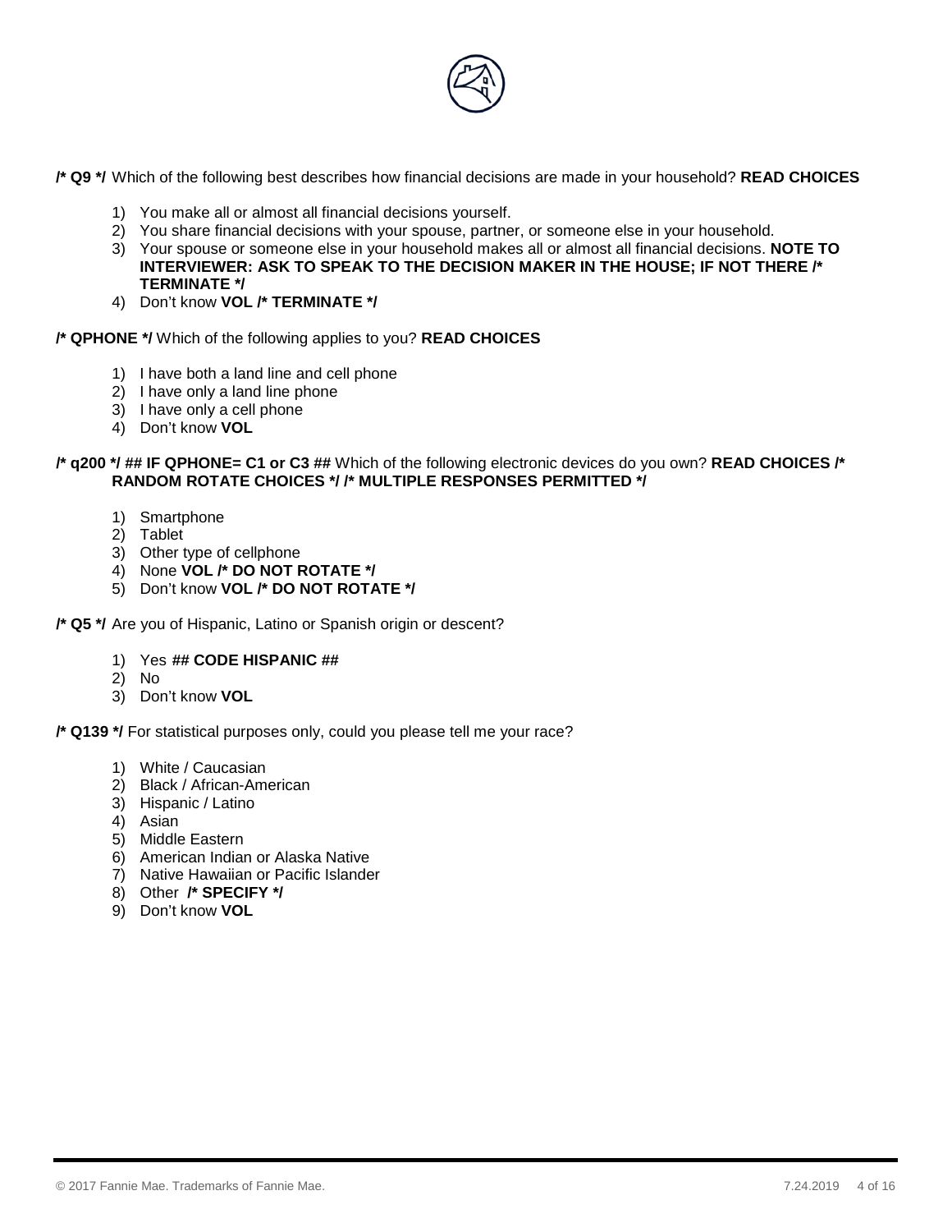**/* Q9 */** Which of the following best describes how financial decisions are made in your household? **READ CHOICES**

1) You make all or almost all financial decisions yourself.
2) You share financial decisions with your spouse, partner, or someone else in your household.
3) Your spouse or someone else in your household makes all or almost all financial decisions. **NOTE TO INTERVIEWER: ASK TO SPEAK TO THE DECISION MAKER IN THE HOUSE; IF NOT THERE /* TERMINATE */**
4) Don't know **VOL /* TERMINATE */**

**/* QPHONE */** Which of the following applies to you? **READ CHOICES**

1) I have both a land line and cell phone
2) I have only a land line phone
3) I have only a cell phone
4) Don't know **VOL**

**/* q200 */ ## IF QPHONE= C1 or C3 ##** Which of the following electronic devices do you own? **READ CHOICES /* RANDOM ROTATE CHOICES */ /* MULTIPLE RESPONSES PERMITTED */**

1) Smartphone
2) Tablet
3) Other type of cellphone
4) None **VOL /* DO NOT ROTATE */**
5) Don't know **VOL /* DO NOT ROTATE */**

**/* Q5 */** Are you of Hispanic, Latino or Spanish origin or descent?

1) Yes **## CODE HISPANIC ##**
2) No
3) Don't know **VOL**

**/* Q139 */** For statistical purposes only, could you please tell me your race?

1) White / Caucasian
2) Black / African-American
3) Hispanic / Latino
4) Asian
5) Middle Eastern
6) American Indian or Alaska Native
7) Native Hawaiian or Pacific Islander
8) Other **/* SPECIFY */**
9) Don't know **VOL**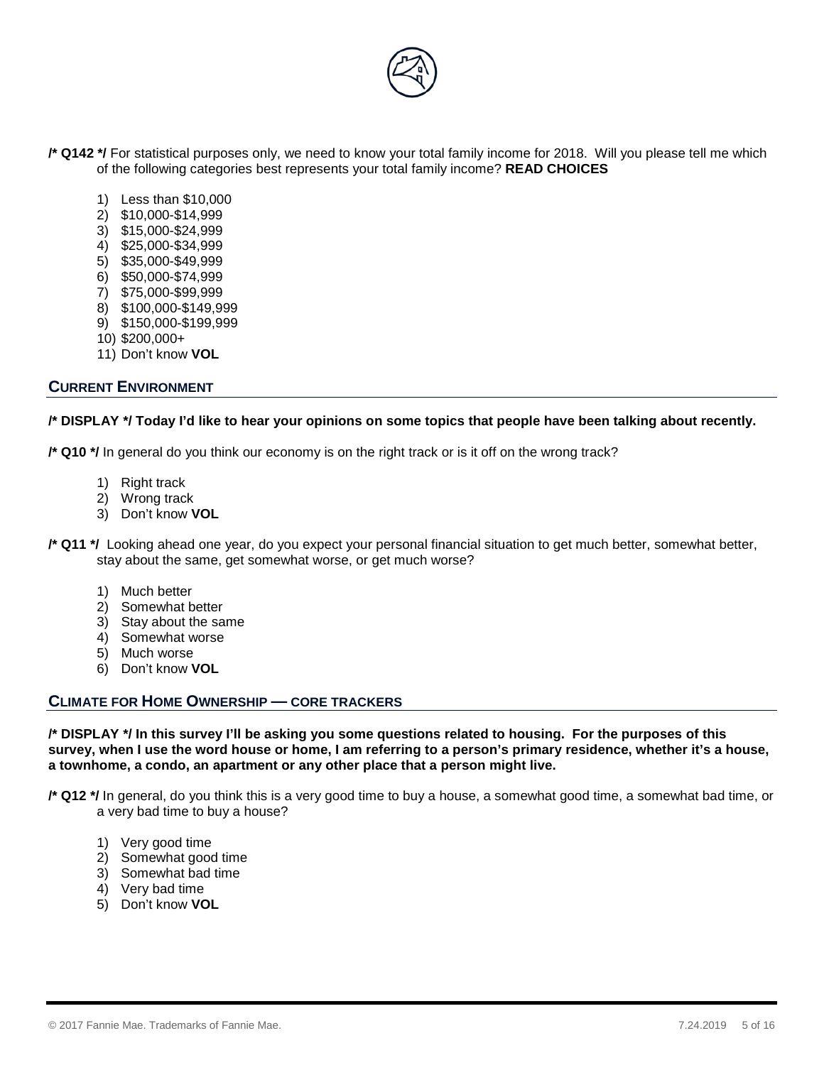**/* Q142 */** For statistical purposes only, we need to know your total family income for 2018. Will you please tell me which of the following categories best represents your total family income? **READ CHOICES**

1) Less than $10,000
2) $10,000-$14,999
3) $15,000-$24,999
4) $25,000-$34,999
5) $35,000-$49,999
6) $50,000-$74,999
7) $75,000-$99,999
8) $100,000-$149,999
9) $150,000-$199,999
10) $200,000+
11) Don't know **VOL**

## CURRENT ENVIRONMENT

**/* DISPLAY */ Today I'd like to hear your opinions on some topics that people have been talking about recently.**

**/* Q10 */** In general do you think our economy is on the right track or is it off on the wrong track?

1) Right track
2) Wrong track
3) Don't know **VOL**

**/* Q11 */** Looking ahead one year, do you expect your personal financial situation to get much better, somewhat better, stay about the same, get somewhat worse, or get much worse?

1) Much better
2) Somewhat better
3) Stay about the same
4) Somewhat worse
5) Much worse
6) Don't know **VOL**

## CLIMATE FOR HOME OWNERSHIP — CORE TRACKERS

**/* DISPLAY */ In this survey I'll be asking you some questions related to housing. For the purposes of this survey, when I use the word house or home, I am referring to a person's primary residence, whether it's a house, a townhome, a condo, an apartment or any other place that a person might live.**

**/* Q12 */** In general, do you think this is a very good time to buy a house, a somewhat good time, a somewhat bad time, or a very bad time to buy a house?

1) Very good time
2) Somewhat good time
3) Somewhat bad time
4) Very bad time
5) Don't know **VOL**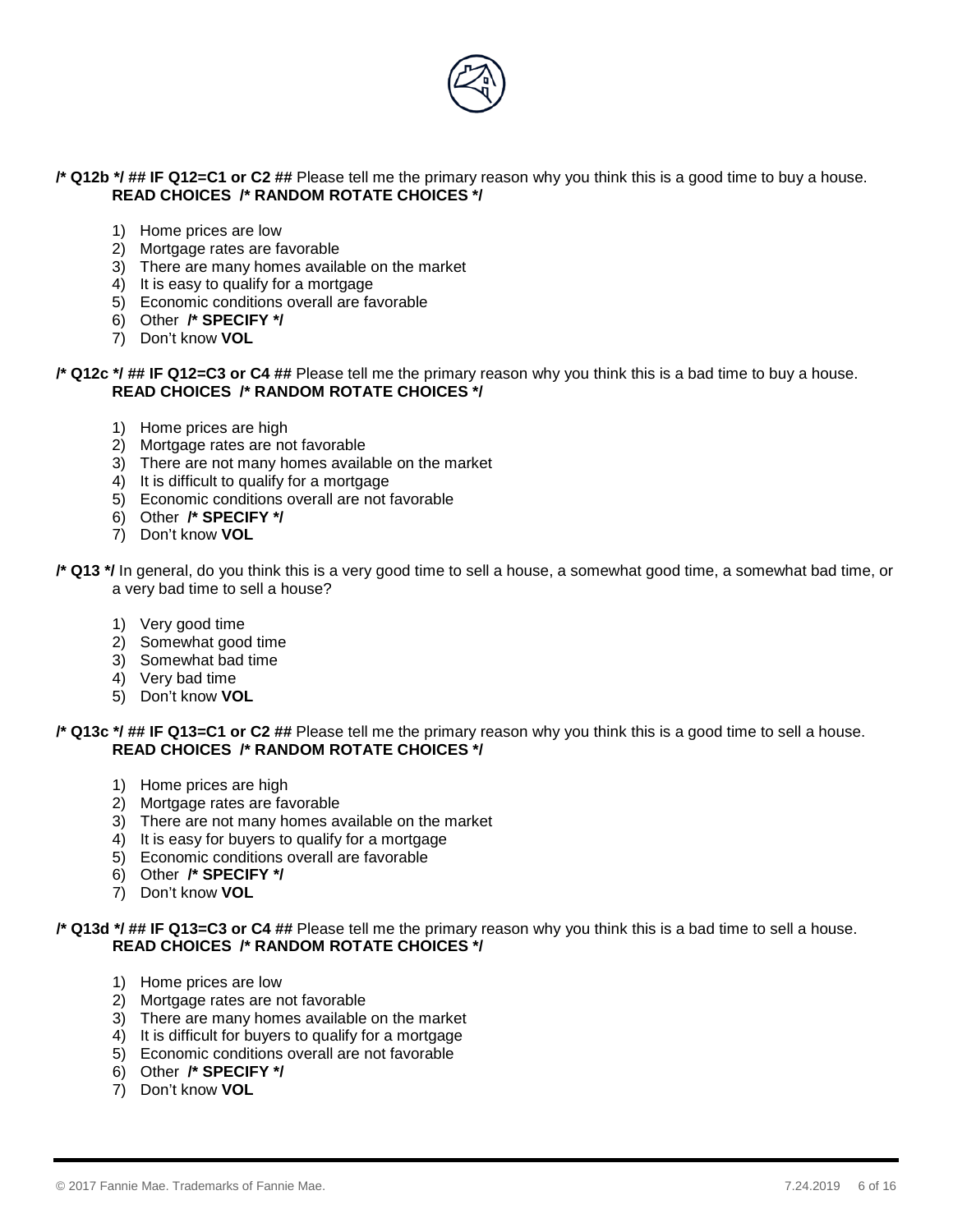**/* Q12b */ ## IF Q12=C1 or C2 ##** Please tell me the primary reason why you think this is a good time to buy a house. **READ CHOICES /* RANDOM ROTATE CHOICES */**

1) Home prices are low
2) Mortgage rates are favorable
3) There are many homes available on the market
4) It is easy to qualify for a mortgage
5) Economic conditions overall are favorable
6) Other **/* SPECIFY */**
7) Don't know **VOL**

**/* Q12c */ ## IF Q12=C3 or C4 ##** Please tell me the primary reason why you think this is a bad time to buy a house. **READ CHOICES /* RANDOM ROTATE CHOICES */**

1) Home prices are high
2) Mortgage rates are not favorable
3) There are not many homes available on the market
4) It is difficult to qualify for a mortgage
5) Economic conditions overall are not favorable
6) Other **/* SPECIFY */**
7) Don't know **VOL**

**/* Q13 */** In general, do you think this is a very good time to sell a house, a somewhat good time, a somewhat bad time, or a very bad time to sell a house?

1) Very good time
2) Somewhat good time
3) Somewhat bad time
4) Very bad time
5) Don't know **VOL**

**/* Q13c */ ## IF Q13=C1 or C2 ##** Please tell me the primary reason why you think this is a good time to sell a house. **READ CHOICES /* RANDOM ROTATE CHOICES */**

1) Home prices are high
2) Mortgage rates are favorable
3) There are not many homes available on the market
4) It is easy for buyers to qualify for a mortgage
5) Economic conditions overall are favorable
6) Other **/* SPECIFY */**
7) Don't know **VOL**

**/* Q13d */ ## IF Q13=C3 or C4 ##** Please tell me the primary reason why you think this is a bad time to sell a house. **READ CHOICES /* RANDOM ROTATE CHOICES */**

1) Home prices are low
2) Mortgage rates are not favorable
3) There are many homes available on the market
4) It is difficult for buyers to qualify for a mortgage
5) Economic conditions overall are not favorable
6) Other **/* SPECIFY */**
7) Don't know **VOL**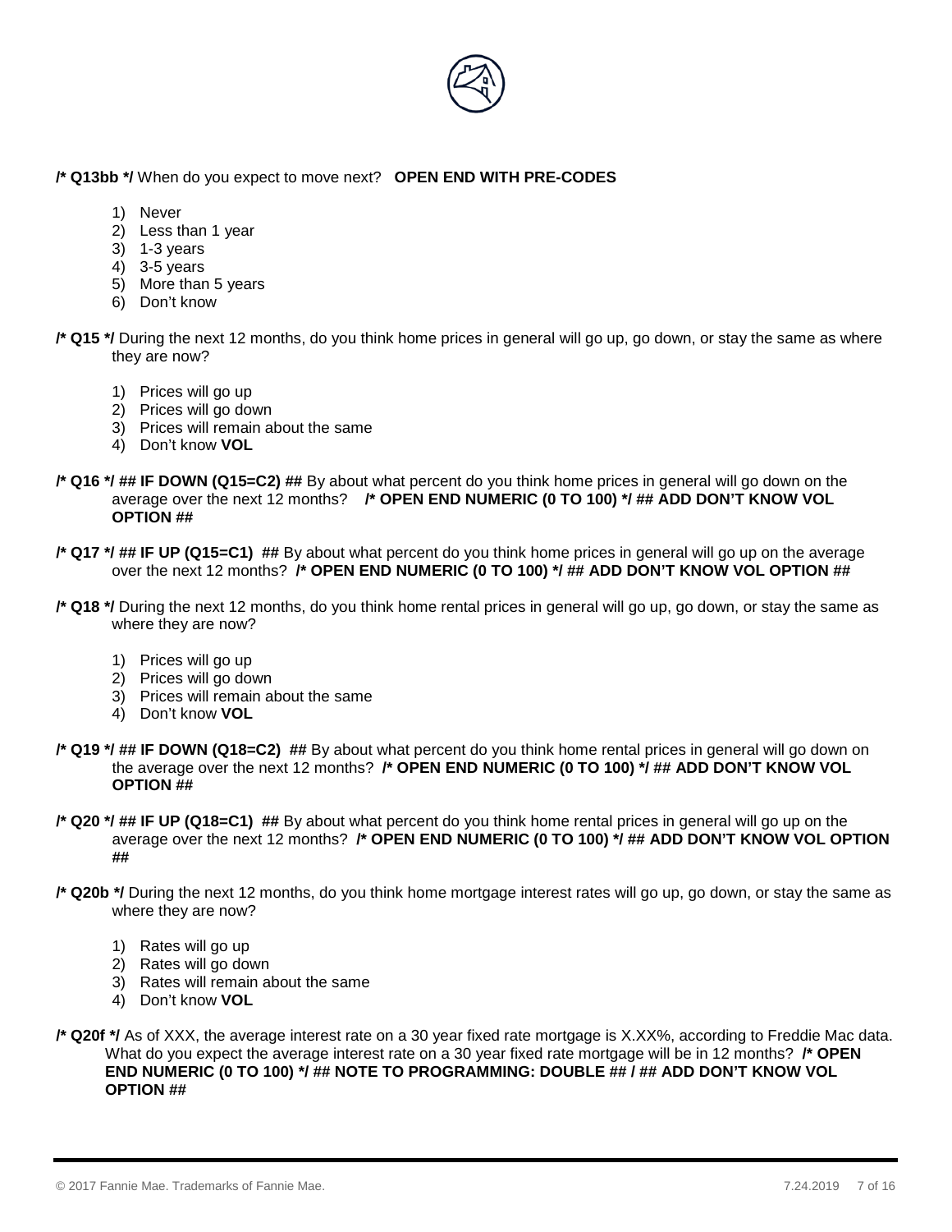**/* Q13bb */** When do you expect to move next? **OPEN END WITH PRE-CODES**

1) Never
2) Less than 1 year
3) 1-3 years
4) 3-5 years
5) More than 5 years
6) Don't know

**/* Q15 */** During the next 12 months, do you think home prices in general will go up, go down, or stay the same as where they are now?

1) Prices will go up
2) Prices will go down
3) Prices will remain about the same
4) Don't know **VOL**

**/* Q16 */ ## IF DOWN (Q15=C2) ##** By about what percent do you think home prices in general will go down on the average over the next 12 months? **/* OPEN END NUMERIC (0 TO 100) */ ## ADD DON'T KNOW VOL OPTION ##**

**/* Q17 */ ## IF UP (Q15=C1) ##** By about what percent do you think home prices in general will go up on the average over the next 12 months? **/* OPEN END NUMERIC (0 TO 100) */ ## ADD DON'T KNOW VOL OPTION ##**

**/* Q18 */** During the next 12 months, do you think home rental prices in general will go up, go down, or stay the same as where they are now?

1) Prices will go up
2) Prices will go down
3) Prices will remain about the same
4) Don't know **VOL**

**/* Q19 */ ## IF DOWN (Q18=C2) ##** By about what percent do you think home rental prices in general will go down on the average over the next 12 months? **/* OPEN END NUMERIC (0 TO 100) */ ## ADD DON'T KNOW VOL OPTION ##**

**/* Q20 */ ## IF UP (Q18=C1) ##** By about what percent do you think home rental prices in general will go up on the average over the next 12 months? **/* OPEN END NUMERIC (0 TO 100) */ ## ADD DON'T KNOW VOL OPTION ##**

**/* Q20b */** During the next 12 months, do you think home mortgage interest rates will go up, go down, or stay the same as where they are now?

1) Rates will go up
2) Rates will go down
3) Rates will remain about the same
4) Don't know **VOL**

**/* Q20f */** As of XXX, the average interest rate on a 30 year fixed rate mortgage is X.XX%, according to Freddie Mac data. What do you expect the average interest rate on a 30 year fixed rate mortgage will be in 12 months? **/* OPEN END NUMERIC (0 TO 100) */ ## NOTE TO PROGRAMMING: DOUBLE ## / ## ADD DON'T KNOW VOL OPTION ##**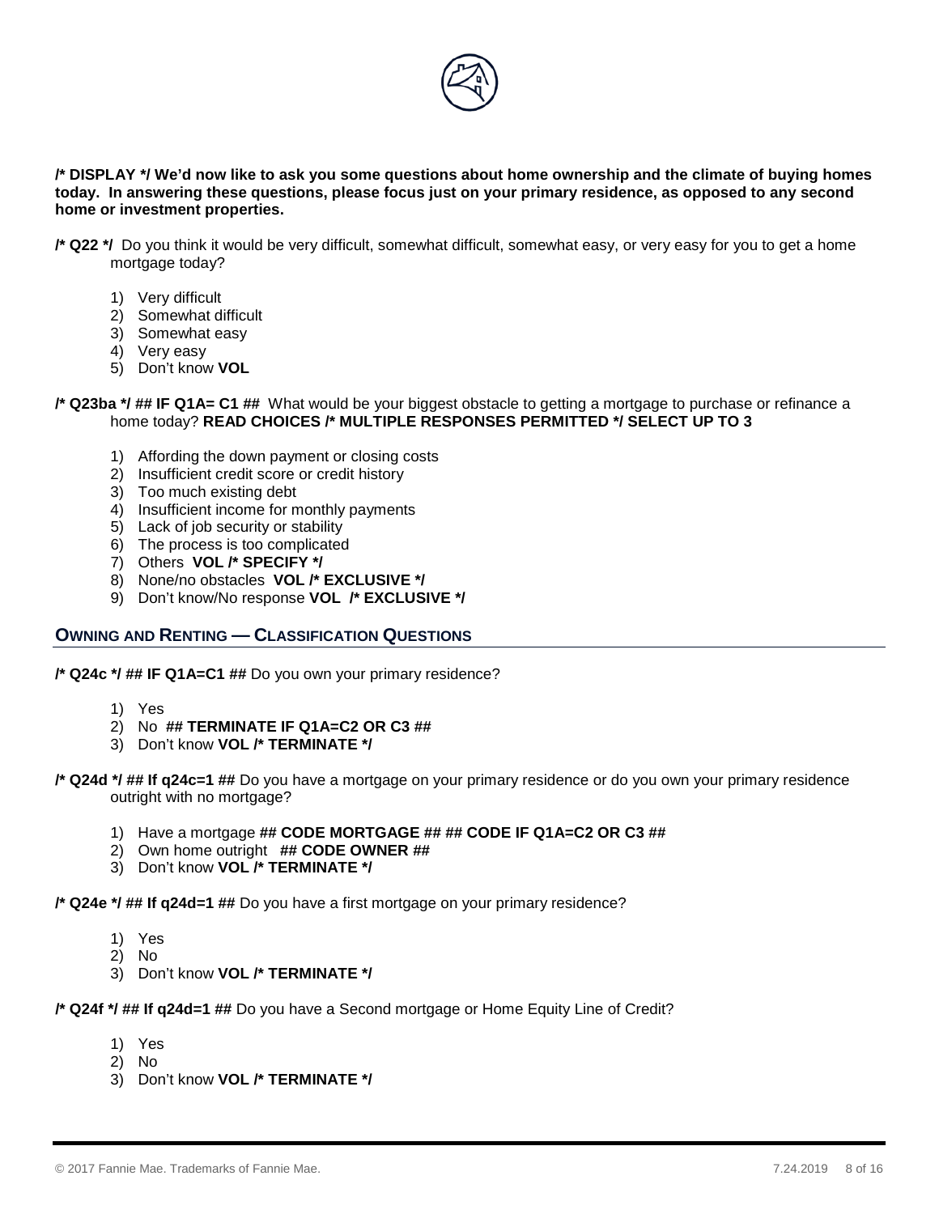**/* DISPLAY */ We'd now like to ask you some questions about home ownership and the climate of buying homes today. In answering these questions, please focus just on your primary residence, as opposed to any second home or investment properties.**

**/* Q22 */** Do you think it would be very difficult, somewhat difficult, somewhat easy, or very easy for you to get a home mortgage today?

1) Very difficult
2) Somewhat difficult
3) Somewhat easy
4) Very easy
5) Don't know **VOL**

**/* Q23ba */ ## IF Q1A= C1 ##** What would be your biggest obstacle to getting a mortgage to purchase or refinance a home today? **READ CHOICES /* MULTIPLE RESPONSES PERMITTED */ SELECT UP TO 3**

1) Affording the down payment or closing costs
2) Insufficient credit score or credit history
3) Too much existing debt
4) Insufficient income for monthly payments
5) Lack of job security or stability
6) The process is too complicated
7) Others **VOL /* SPECIFY */**
8) None/no obstacles **VOL /* EXCLUSIVE */**
9) Don't know/No response **VOL /* EXCLUSIVE */**

## OWNING AND RENTING — CLASSIFICATION QUESTIONS

**/* Q24c */ ## IF Q1A=C1 ##** Do you own your primary residence?

1) Yes
2) No **## TERMINATE IF Q1A=C2 OR C3 ##**
3) Don't know **VOL /* TERMINATE */**

**/* Q24d */ ## If q24c=1 ##** Do you have a mortgage on your primary residence or do you own your primary residence outright with no mortgage?

1) Have a mortgage **## CODE MORTGAGE ## ## CODE IF Q1A=C2 OR C3 ##**
2) Own home outright **## CODE OWNER ##**
3) Don't know **VOL /* TERMINATE */**

**/* Q24e */ ## If q24d=1 ##** Do you have a first mortgage on your primary residence?

1) Yes
2) No
3) Don't know **VOL /* TERMINATE */**

**/* Q24f */ ## If q24d=1 ##** Do you have a Second mortgage or Home Equity Line of Credit?

1) Yes
2) No
3) Don't know **VOL /* TERMINATE */**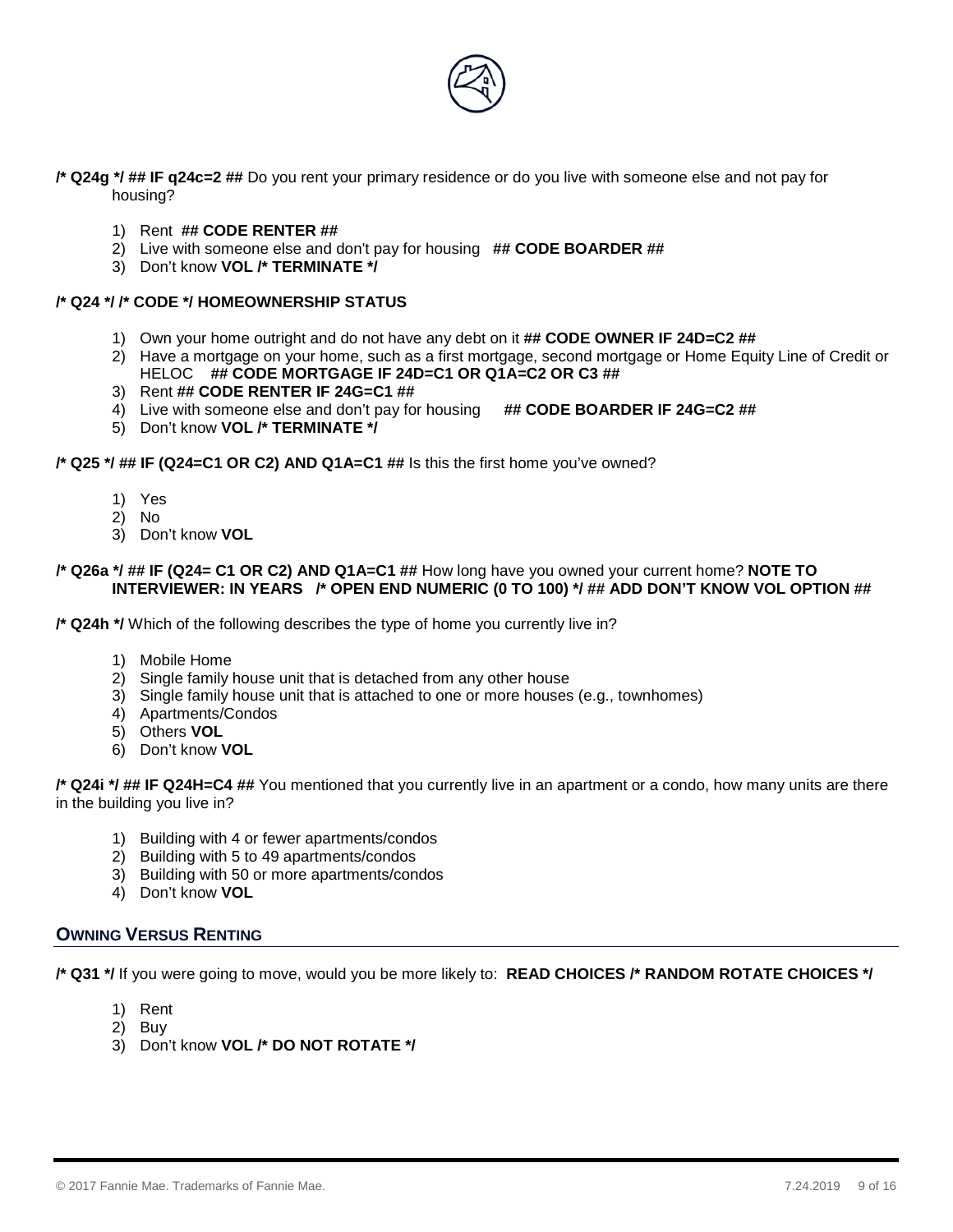**/* Q24g */ ## IF q24c=2 ##** Do you rent your primary residence or do you live with someone else and not pay for housing?

1) Rent **## CODE RENTER ##**
2) Live with someone else and don't pay for housing **## CODE BOARDER ##**
3) Don't know **VOL /* TERMINATE */**

**/* Q24 */ /* CODE */ HOMEOWNERSHIP STATUS**

1) Own your home outright and do not have any debt on it **## CODE OWNER IF 24D=C2 ##**
2) Have a mortgage on your home, such as a first mortgage, second mortgage or Home Equity Line of Credit or HELOC **## CODE MORTGAGE IF 24D=C1 OR Q1A=C2 OR C3 ##**
3) Rent **## CODE RENTER IF 24G=C1 ##**
4) Live with someone else and don't pay for housing **## CODE BOARDER IF 24G=C2 ##**
5) Don't know **VOL /* TERMINATE */**

**/* Q25 */ ## IF (Q24=C1 OR C2) AND Q1A=C1 ##** Is this the first home you've owned?

1) Yes
2) No
3) Don't know **VOL**

**/* Q26a */ ## IF (Q24= C1 OR C2) AND Q1A=C1 ##** How long have you owned your current home? **NOTE TO INTERVIEWER: IN YEARS /* OPEN END NUMERIC (0 TO 100) */ ## ADD DON'T KNOW VOL OPTION ##**

**/* Q24h */** Which of the following describes the type of home you currently live in?

1) Mobile Home
2) Single family house unit that is detached from any other house
3) Single family house unit that is attached to one or more houses (e.g., townhomes)
4) Apartments/Condos
5) Others **VOL**
6) Don't know **VOL**

**/* Q24i */ ## IF Q24H=C4 ##** You mentioned that you currently live in an apartment or a condo, how many units are there in the building you live in?

1) Building with 4 or fewer apartments/condos
2) Building with 5 to 49 apartments/condos
3) Building with 50 or more apartments/condos
4) Don't know **VOL**

## OWNING VERSUS RENTING

**/* Q31 */** If you were going to move, would you be more likely to: **READ CHOICES /* RANDOM ROTATE CHOICES */**

1) Rent
2) Buy
3) Don't know **VOL /* DO NOT ROTATE */**

© 2017 Fannie Mae. Trademarks of Fannie Mae. 7.24.2019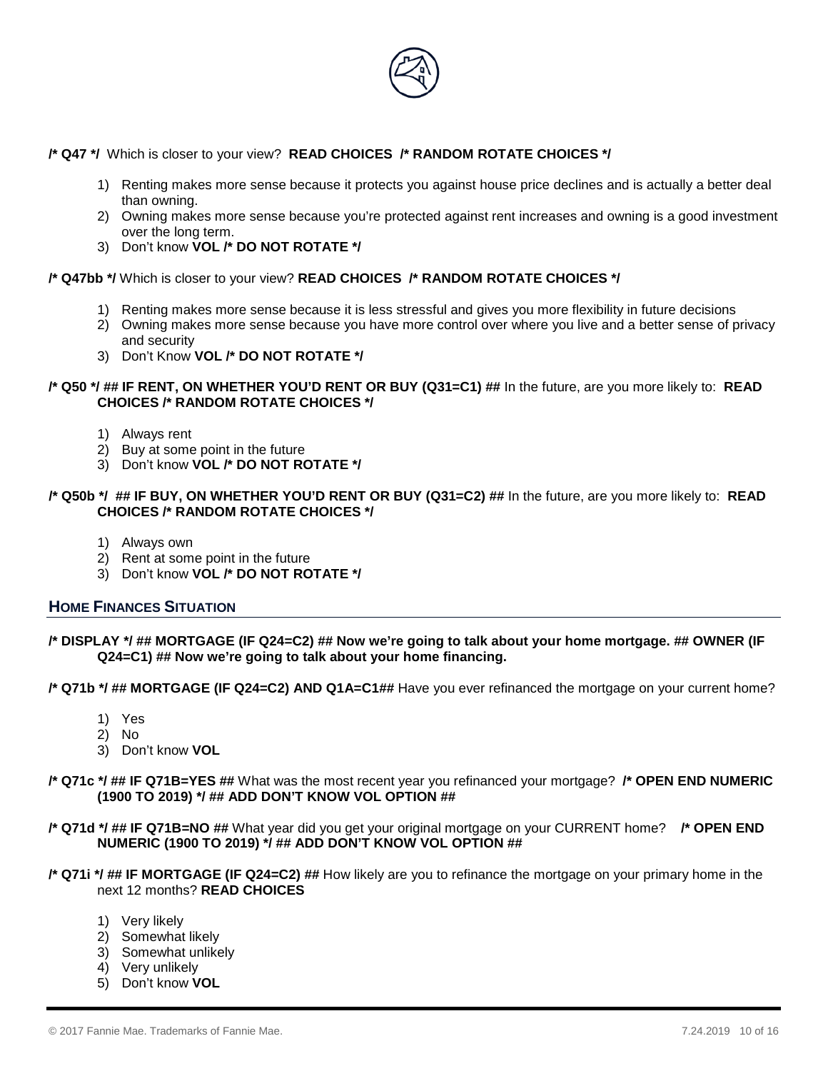**/* Q47 */** Which is closer to your view? **READ CHOICES /* RANDOM ROTATE CHOICES */**

1) Renting makes more sense because it protects you against house price declines and is actually a better deal than owning.
2) Owning makes more sense because you're protected against rent increases and owning is a good investment over the long term.
3) Don't know **VOL /* DO NOT ROTATE */**

**/* Q47bb */** Which is closer to your view? **READ CHOICES /* RANDOM ROTATE CHOICES */**

1) Renting makes more sense because it is less stressful and gives you more flexibility in future decisions
2) Owning makes more sense because you have more control over where you live and a better sense of privacy and security
3) Don't Know **VOL /* DO NOT ROTATE */**

**/* Q50 */ ## IF RENT, ON WHETHER YOU'D RENT OR BUY (Q31=C1) ##** In the future, are you more likely to: **READ CHOICES /* RANDOM ROTATE CHOICES */**

1) Always rent
2) Buy at some point in the future
3) Don't know **VOL /* DO NOT ROTATE */**

**/* Q50b */ ## IF BUY, ON WHETHER YOU'D RENT OR BUY (Q31=C2) ##** In the future, are you more likely to: **READ CHOICES /* RANDOM ROTATE CHOICES */**

1) Always own
2) Rent at some point in the future
3) Don't know **VOL /* DO NOT ROTATE */**

## HOME FINANCES SITUATION

**/* DISPLAY */ ## MORTGAGE (IF Q24=C2) ## Now we're going to talk about your home mortgage. ## OWNER (IF Q24=C1) ## Now we're going to talk about your home financing.**

**/* Q71b */ ## MORTGAGE (IF Q24=C2) AND Q1A=C1##** Have you ever refinanced the mortgage on your current home?

1) Yes
2) No
3) Don't know **VOL**

**/* Q71c */ ## IF Q71B=YES ##** What was the most recent year you refinanced your mortgage? **/* OPEN END NUMERIC (1900 TO 2019) */ ## ADD DON'T KNOW VOL OPTION ##**

**/* Q71d */ ## IF Q71B=NO ##** What year did you get your original mortgage on your CURRENT home? **/* OPEN END NUMERIC (1900 TO 2019) */ ## ADD DON'T KNOW VOL OPTION ##**

**/* Q71i */ ## IF MORTGAGE (IF Q24=C2) ##** How likely are you to refinance the mortgage on your primary home in the next 12 months? **READ CHOICES**

1) Very likely
2) Somewhat likely
3) Somewhat unlikely
4) Very unlikely
5) Don't know **VOL**

© 2017 Fannie Mae. Trademarks of Fannie Mae.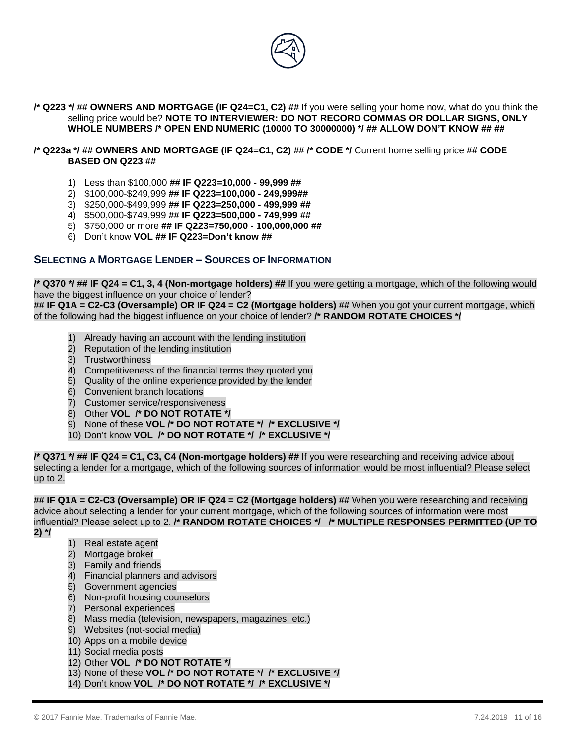**/* Q223 */ ## OWNERS AND MORTGAGE (IF Q24=C1, C2) ##** If you were selling your home now, what do you think the selling price would be? **NOTE TO INTERVIEWER: DO NOT RECORD COMMAS OR DOLLAR SIGNS, ONLY WHOLE NUMBERS /* OPEN END NUMERIC (10000 TO 30000000) */ ## ALLOW DON'T KNOW ## ##**

**/* Q223a */ ## OWNERS AND MORTGAGE (IF Q24=C1, C2) ## /* CODE */** Current home selling price **## CODE BASED ON Q223 ##**

1) Less than $100,000 **## IF Q223=10,000 - 99,999 ##**
2) $100,000-$249,999 **## IF Q223=100,000 - 249,999##**
3) $250,000-$499,999 **## IF Q223=250,000 - 499,999 ##**
4) $500,000-$749,999 **## IF Q223=500,000 - 749,999 ##**
5) $750,000 or more **## IF Q223=750,000 - 100,000,000 ##**
6) Don't know **VOL ## IF Q223=Don't know ##**

## SELECTING A MORTGAGE LENDER – SOURCES OF INFORMATION

**/* Q370 */ ## IF Q24 = C1, 3, 4 (Non-mortgage holders) ##** If you were getting a mortgage, which of the following would have the biggest influence on your choice of lender?
**## IF Q1A = C2-C3 (Oversample) OR IF Q24 = C2 (Mortgage holders) ##** When you got your current mortgage, which of the following had the biggest influence on your choice of lender? **/* RANDOM ROTATE CHOICES */**

1) Already having an account with the lending institution
2) Reputation of the lending institution
3) Trustworthiness
4) Competitiveness of the financial terms they quoted you
5) Quality of the online experience provided by the lender
6) Convenient branch locations
7) Customer service/responsiveness
8) Other **VOL /* DO NOT ROTATE */**
9) None of these **VOL /* DO NOT ROTATE */ /* EXCLUSIVE */**
10) Don't know **VOL /* DO NOT ROTATE */ /* EXCLUSIVE */**

**/* Q371 */ ## IF Q24 = C1, C3, C4 (Non-mortgage holders) ##** If you were researching and receiving advice about selecting a lender for a mortgage, which of the following sources of information would be most influential? Please select up to 2.

**## IF Q1A = C2-C3 (Oversample) OR IF Q24 = C2 (Mortgage holders) ##** When you were researching and receiving advice about selecting a lender for your current mortgage, which of the following sources of information were most influential? Please select up to 2. **/* RANDOM ROTATE CHOICES */ /* MULTIPLE RESPONSES PERMITTED (UP TO 2) */**

1) Real estate agent
2) Mortgage broker
3) Family and friends
4) Financial planners and advisors
5) Government agencies
6) Non-profit housing counselors
7) Personal experiences
8) Mass media (television, newspapers, magazines, etc.)
9) Websites (not-social media)
10) Apps on a mobile device
11) Social media posts
12) Other **VOL /* DO NOT ROTATE */**
13) None of these **VOL /* DO NOT ROTATE */ /* EXCLUSIVE */**
14) Don't know **VOL /* DO NOT ROTATE */ /* EXCLUSIVE */**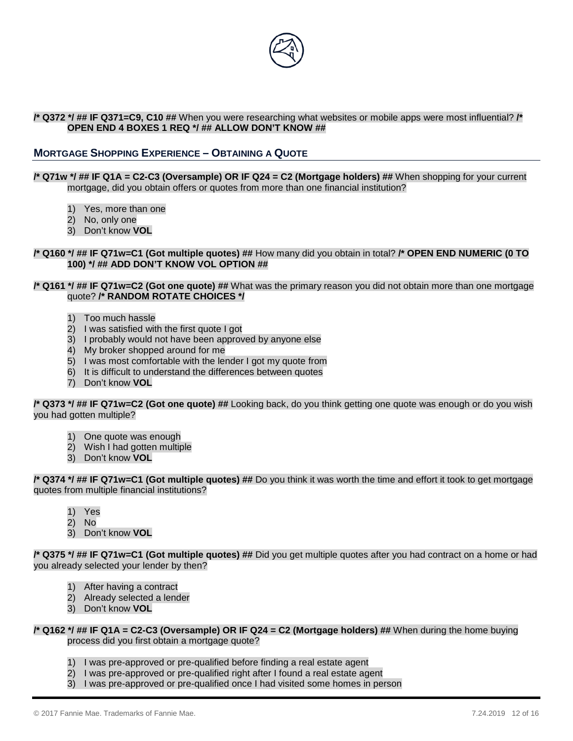**/* Q372 */ ## IF Q371=C9, C10 ##** When you were researching what websites or mobile apps were most influential? **/* OPEN END 4 BOXES 1 REQ */ ## ALLOW DON'T KNOW ##**

## MORTGAGE SHOPPING EXPERIENCE – OBTAINING A QUOTE

**/* Q71w */ ## IF Q1A = C2-C3 (Oversample) OR IF Q24 = C2 (Mortgage holders) ##** When shopping for your current mortgage, did you obtain offers or quotes from more than one financial institution?

1) Yes, more than one
2) No, only one
3) Don't know **VOL**

**/* Q160 */ ## IF Q71w=C1 (Got multiple quotes) ##** How many did you obtain in total? **/* OPEN END NUMERIC (0 TO 100) */ ## ADD DON'T KNOW VOL OPTION ##**

**/* Q161 */ ## IF Q71w=C2 (Got one quote) ##** What was the primary reason you did not obtain more than one mortgage quote? **/* RANDOM ROTATE CHOICES */**

1) Too much hassle
2) I was satisfied with the first quote I got
3) I probably would not have been approved by anyone else
4) My broker shopped around for me
5) I was most comfortable with the lender I got my quote from
6) It is difficult to understand the differences between quotes
7) Don't know **VOL**

**/* Q373 */ ## IF Q71w=C2 (Got one quote) ##** Looking back, do you think getting one quote was enough or do you wish you had gotten multiple?

1) One quote was enough
2) Wish I had gotten multiple
3) Don't know **VOL**

**/* Q374 */ ## IF Q71w=C1 (Got multiple quotes) ##** Do you think it was worth the time and effort it took to get mortgage quotes from multiple financial institutions?

1) Yes
2) No
3) Don't know **VOL**

**/* Q375 */ ## IF Q71w=C1 (Got multiple quotes) ##** Did you get multiple quotes after you had contract on a home or had you already selected your lender by then?

1) After having a contract
2) Already selected a lender
3) Don't know **VOL**

**/* Q162 */ ## IF Q1A = C2-C3 (Oversample) OR IF Q24 = C2 (Mortgage holders) ##** When during the home buying process did you first obtain a mortgage quote?

1) I was pre-approved or pre-qualified before finding a real estate agent
2) I was pre-approved or pre-qualified right after I found a real estate agent
3) I was pre-approved or pre-qualified once I had visited some homes in person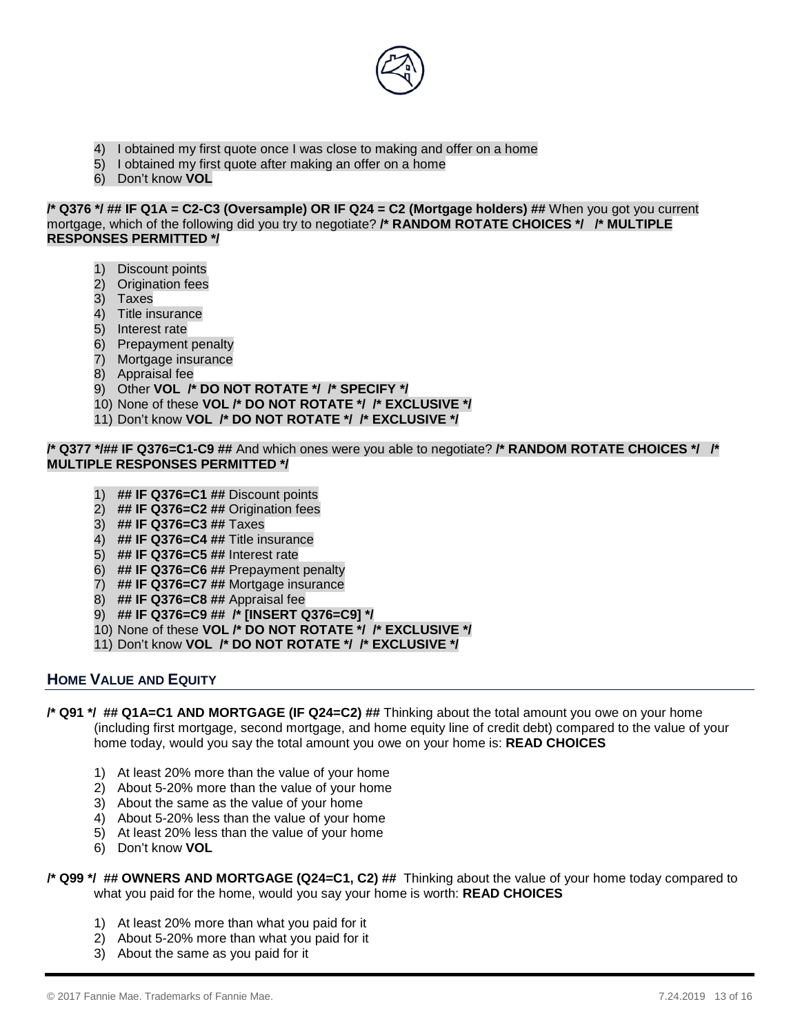4) I obtained my first quote once I was close to making and offer on a home
5) I obtained my first quote after making an offer on a home
6) Don't know **VOL**

**/* Q376 */ ## IF Q1A = C2-C3 (Oversample) OR IF Q24 = C2 (Mortgage holders) ##** When you got you current mortgage, which of the following did you try to negotiate? **/* RANDOM ROTATE CHOICES */ /* MULTIPLE RESPONSES PERMITTED */**

1) Discount points
2) Origination fees
3) Taxes
4) Title insurance
5) Interest rate
6) Prepayment penalty
7) Mortgage insurance
8) Appraisal fee
9) Other **VOL /* DO NOT ROTATE */ /* SPECIFY */**
10) None of these **VOL /* DO NOT ROTATE */ /* EXCLUSIVE */**
11) Don't know **VOL /* DO NOT ROTATE */ /* EXCLUSIVE */**

**/* Q377 */## IF Q376=C1-C9 ##** And which ones were you able to negotiate? **/* RANDOM ROTATE CHOICES */ /* MULTIPLE RESPONSES PERMITTED */**

1) **## IF Q376=C1 ##** Discount points
2) **## IF Q376=C2 ##** Origination fees
3) **## IF Q376=C3 ##** Taxes
4) **## IF Q376=C4 ##** Title insurance
5) **## IF Q376=C5 ##** Interest rate
6) **## IF Q376=C6 ##** Prepayment penalty
7) **## IF Q376=C7 ##** Mortgage insurance
8) **## IF Q376=C8 ##** Appraisal fee
9) **## IF Q376=C9 ## /* [INSERT Q376=C9] */**
10) None of these **VOL /* DO NOT ROTATE */ /* EXCLUSIVE */**
11) Don't know **VOL /* DO NOT ROTATE */ /* EXCLUSIVE */**

## HOME VALUE AND EQUITY

**/* Q91 */ ## Q1A=C1 AND MORTGAGE (IF Q24=C2) ##** Thinking about the total amount you owe on your home (including first mortgage, second mortgage, and home equity line of credit debt) compared to the value of your home today, would you say the total amount you owe on your home is: **READ CHOICES**

1) At least 20% more than the value of your home
2) About 5-20% more than the value of your home
3) About the same as the value of your home
4) About 5-20% less than the value of your home
5) At least 20% less than the value of your home
6) Don't know **VOL**

**/* Q99 */ ## OWNERS AND MORTGAGE (Q24=C1, C2) ##** Thinking about the value of your home today compared to what you paid for the home, would you say your home is worth: **READ CHOICES**

1) At least 20% more than what you paid for it
2) About 5-20% more than what you paid for it
3) About the same as you paid for it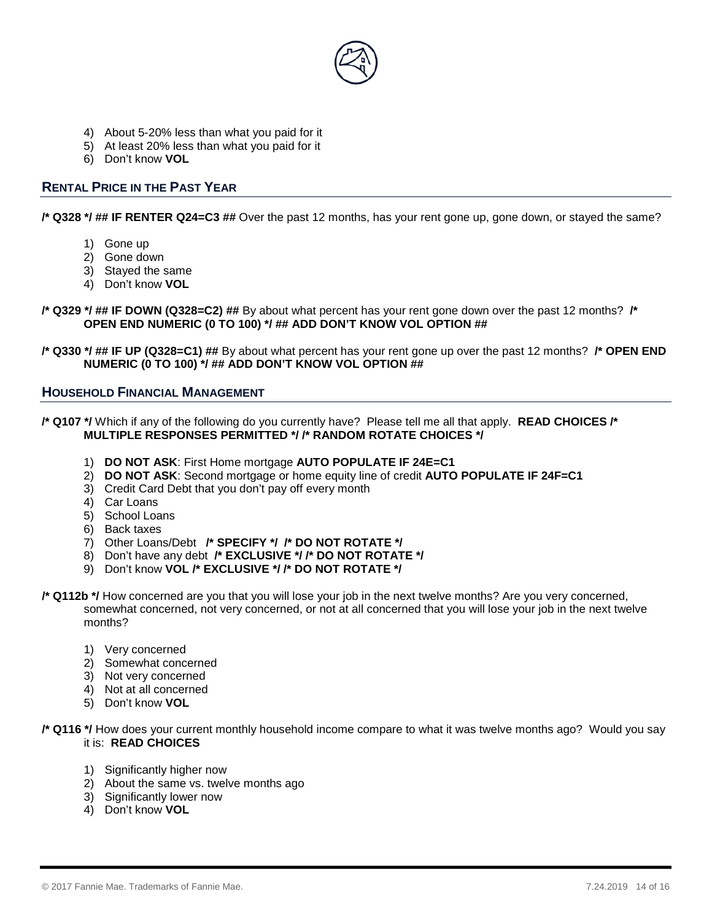4) About 5-20% less than what you paid for it
5) At least 20% less than what you paid for it
6) Don't know **VOL**

## RENTAL PRICE IN THE PAST YEAR

**/* Q328 */ ## IF RENTER Q24=C3 ##** Over the past 12 months, has your rent gone up, gone down, or stayed the same?

1) Gone up
2) Gone down
3) Stayed the same
4) Don't know **VOL**

**/* Q329 */ ## IF DOWN (Q328=C2) ##** By about what percent has your rent gone down over the past 12 months? **/* OPEN END NUMERIC (0 TO 100) */ ## ADD DON'T KNOW VOL OPTION ##**

**/* Q330 */ ## IF UP (Q328=C1) ##** By about what percent has your rent gone up over the past 12 months? **/* OPEN END NUMERIC (0 TO 100) */ ## ADD DON'T KNOW VOL OPTION ##**

## HOUSEHOLD FINANCIAL MANAGEMENT

**/* Q107 */** Which if any of the following do you currently have? Please tell me all that apply. **READ CHOICES /* MULTIPLE RESPONSES PERMITTED */ /* RANDOM ROTATE CHOICES */**

1) **DO NOT ASK**: First Home mortgage **AUTO POPULATE IF 24E=C1**
2) **DO NOT ASK**: Second mortgage or home equity line of credit **AUTO POPULATE IF 24F=C1**
3) Credit Card Debt that you don't pay off every month
4) Car Loans
5) School Loans
6) Back taxes
7) Other Loans/Debt **/* SPECIFY */ /* DO NOT ROTATE */**
8) Don't have any debt **/* EXCLUSIVE */ /* DO NOT ROTATE */**
9) Don't know **VOL /* EXCLUSIVE */ /* DO NOT ROTATE */**

**/* Q112b */** How concerned are you that you will lose your job in the next twelve months? Are you very concerned, somewhat concerned, not very concerned, or not at all concerned that you will lose your job in the next twelve months?

1) Very concerned
2) Somewhat concerned
3) Not very concerned
4) Not at all concerned
5) Don't know **VOL**

**/* Q116 */** How does your current monthly household income compare to what it was twelve months ago? Would you say it is: **READ CHOICES**

1) Significantly higher now
2) About the same vs. twelve months ago
3) Significantly lower now
4) Don't know **VOL**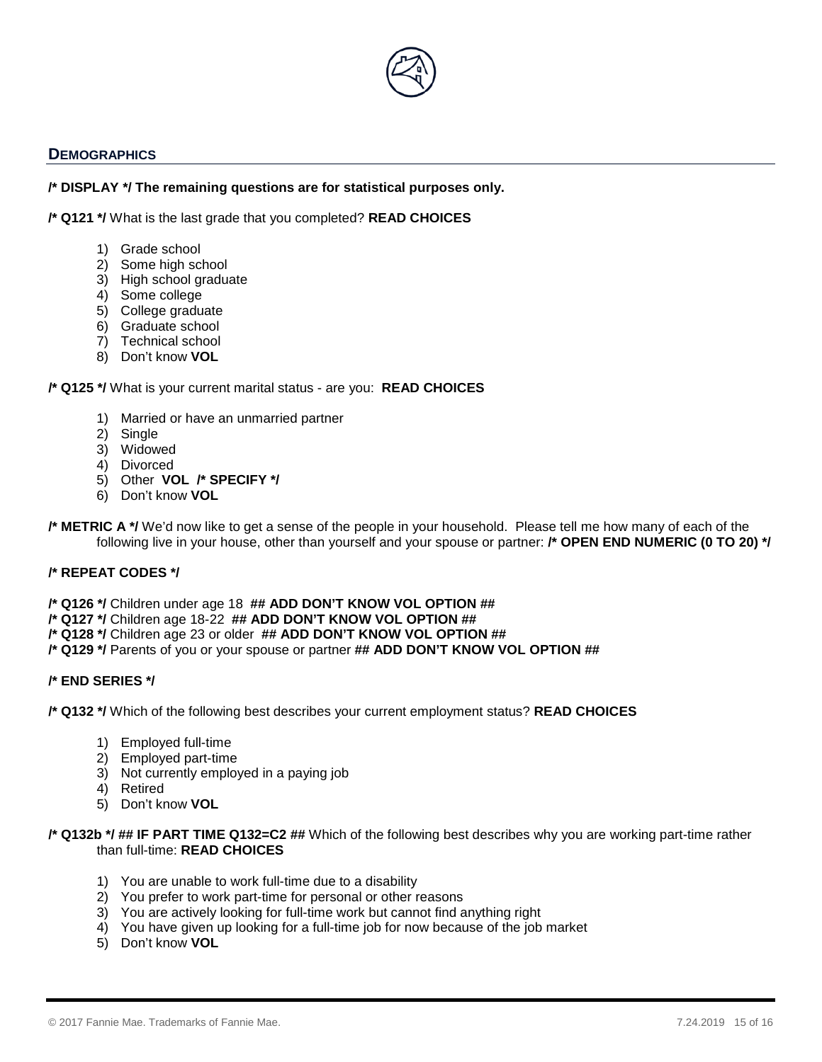## DEMOGRAPHICS

**/* DISPLAY */ The remaining questions are for statistical purposes only.**

**/* Q121 */** What is the last grade that you completed? **READ CHOICES**

1) Grade school
2) Some high school
3) High school graduate
4) Some college
5) College graduate
6) Graduate school
7) Technical school
8) Don't know **VOL**

**/* Q125 */** What is your current marital status - are you: **READ CHOICES**

1) Married or have an unmarried partner
2) Single
3) Widowed
4) Divorced
5) Other **VOL /* SPECIFY */**
6) Don't know **VOL**

**/* METRIC A */** We'd now like to get a sense of the people in your household. Please tell me how many of each of the following live in your house, other than yourself and your spouse or partner: **/* OPEN END NUMERIC (0 TO 20) */**

**/* REPEAT CODES */**

**/* Q126 */** Children under age 18 **## ADD DON'T KNOW VOL OPTION ##**
**/* Q127 */** Children age 18-22 **## ADD DON'T KNOW VOL OPTION ##**
**/* Q128 */** Children age 23 or older **## ADD DON'T KNOW VOL OPTION ##**
**/* Q129 */** Parents of you or your spouse or partner **## ADD DON'T KNOW VOL OPTION ##**

**/* END SERIES */**

**/* Q132 */** Which of the following best describes your current employment status? **READ CHOICES**

1) Employed full-time
2) Employed part-time
3) Not currently employed in a paying job
4) Retired
5) Don't know **VOL**

**/* Q132b */ ## IF PART TIME Q132=C2 ##** Which of the following best describes why you are working part-time rather than full-time: **READ CHOICES**

1) You are unable to work full-time due to a disability
2) You prefer to work part-time for personal or other reasons
3) You are actively looking for full-time work but cannot find anything right
4) You have given up looking for a full-time job for now because of the job market
5) Don't know **VOL**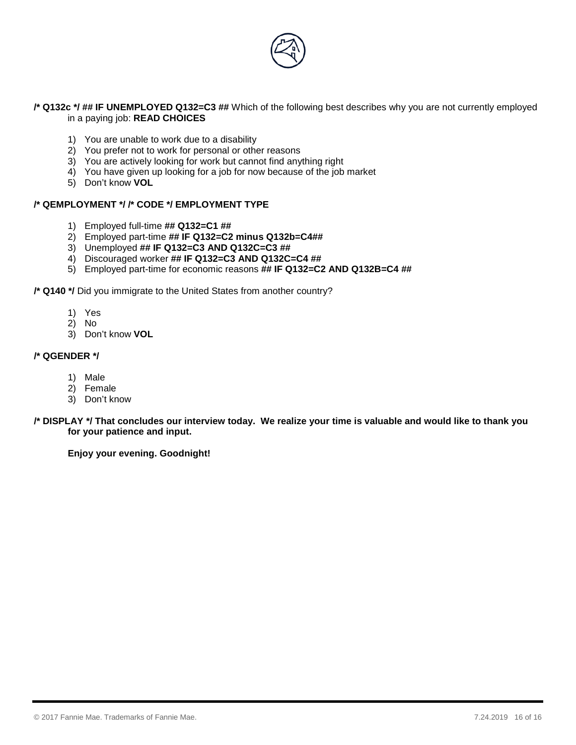**/* Q132c */ ## IF UNEMPLOYED Q132=C3 ##** Which of the following best describes why you are not currently employed in a paying job: **READ CHOICES**

1) You are unable to work due to a disability
2) You prefer not to work for personal or other reasons
3) You are actively looking for work but cannot find anything right
4) You have given up looking for a job for now because of the job market
5) Don't know **VOL**

**/* QEMPLOYMENT */ /* CODE */ EMPLOYMENT TYPE**

1) Employed full-time **## Q132=C1 ##**
2) Employed part-time **## IF Q132=C2 minus Q132b=C4##**
3) Unemployed **## IF Q132=C3 AND Q132C=C3 ##**
4) Discouraged worker **## IF Q132=C3 AND Q132C=C4 ##**
5) Employed part-time for economic reasons **## IF Q132=C2 AND Q132B=C4 ##**

**/* Q140 */** Did you immigrate to the United States from another country?

1) Yes
2) No
3) Don't know **VOL**

**/* QGENDER */**

1) Male
2) Female
3) Don't know

**/* DISPLAY */ That concludes our interview today. We realize your time is valuable and would like to thank you for your patience and input.**

**Enjoy your evening. Goodnight!**

© 2017 Fannie Mae. Trademarks of Fannie Mae.